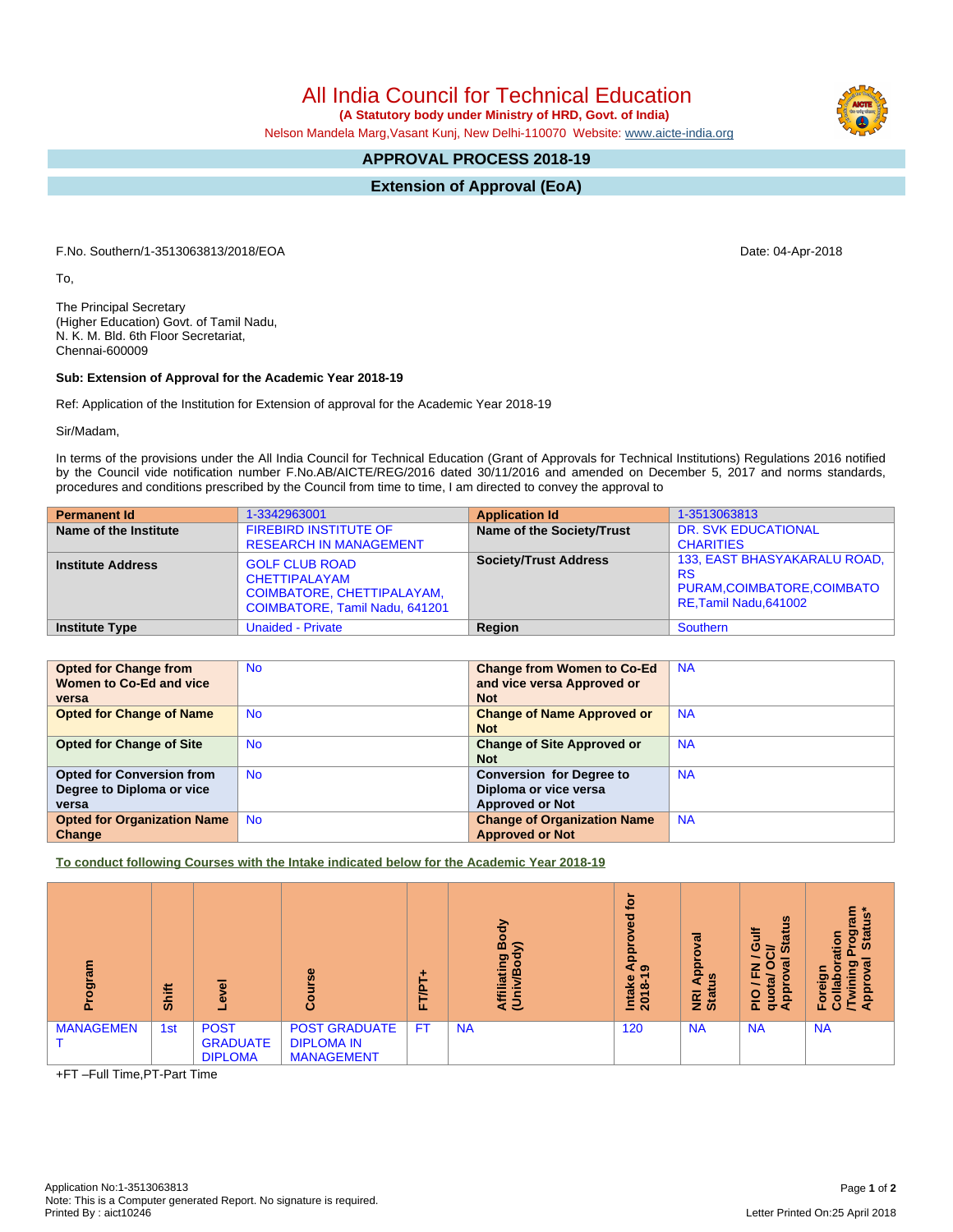# All India Council for Technical Education

**(A Statutory body under Ministry of HRD, Govt. of India)**

Nelson Mandela Marg,Vasant Kunj, New Delhi-110070 Website: www.aicte-india.org

## APPROVAL PROCESS 2018-19

## Extension of Approval (EoA)

F.No. Southern/1-3513063813/2018/EOA

Date: 04-Apr-2018

To,

The Principal Secretary
(Higher Education) Govt. of Tamil Nadu,
N. K. M. Bld. 6th Floor Secretariat,
Chennai-600009

**Sub: Extension of Approval for the Academic Year 2018-19**

Ref: Application of the Institution for Extension of approval for the Academic Year 2018-19

Sir/Madam,

In terms of the provisions under the All India Council for Technical Education (Grant of Approvals for Technical Institutions) Regulations 2016 notified by the Council vide notification number F.No.AB/AICTE/REG/2016 dated 30/11/2016 and amended on December 5, 2017 and norms standards, procedures and conditions prescribed by the Council from time to time, I am directed to convey the approval to

| **Permanent Id** | 1-3342963001 | **Application Id** | 1-3513063813 |
|---|---|---|---|
| **Name of the Institute** | FIREBIRD INSTITUTE OF RESEARCH IN MANAGEMENT | **Name of the Society/Trust** | DR. SVK EDUCATIONAL CHARITIES |
| **Institute Address** | GOLF CLUB ROAD CHETTIPALAYAM COIMBATORE, CHETTIPALAYAM, COIMBATORE, Tamil Nadu, 641201 | **Society/Trust Address** | 133, EAST BHASYAKARALU ROAD, RS PURAM,COIMBATORE,COIMBATORE,Tamil Nadu,641002 |
| **Institute Type** | Unaided - Private | **Region** | Southern |

| | | | |
|---|---|---|---|
| **Opted for Change from Women to Co-Ed and vice versa** | No | **Change from Women to Co-Ed and vice versa Approved or Not** | NA |
| **Opted for Change of Name** | No | **Change of Name Approved or Not** | NA |
| **Opted for Change of Site** | No | **Change of Site Approved or Not** | NA |
| **Opted for Conversion from Degree to Diploma or vice versa** | No | **Conversion for Degree to Diploma or vice versa Approved or Not** | NA |
| **Opted for Organization Name Change** | No | **Change of Organization Name Approved or Not** | NA |

**To conduct following Courses with the Intake indicated below for the Academic Year 2018-19**

| Program | Shift | Level | Course | FT/PT+ | Affiliating Body (Univ/Body) | Intake Approved for 2018-19 | NRI Approval Status | PIO / FN / Gulf quota/ OCI/ Approval Status | Foreign Collaboration /Twining Program Approval Status* |
|---|---|---|---|---|---|---|---|---|---|
| MANAGEMENT | 1st | POST GRADUATE DIPLOMA | POST GRADUATE DIPLOMA IN MANAGEMENT | FT | NA | 120 | NA | NA | NA |

+FT –Full Time,PT-Part Time

Application No:1-3513063813
Note: This is a Computer generated Report. No signature is required.
Printed By : aict10246

Letter Printed On:25 April 2018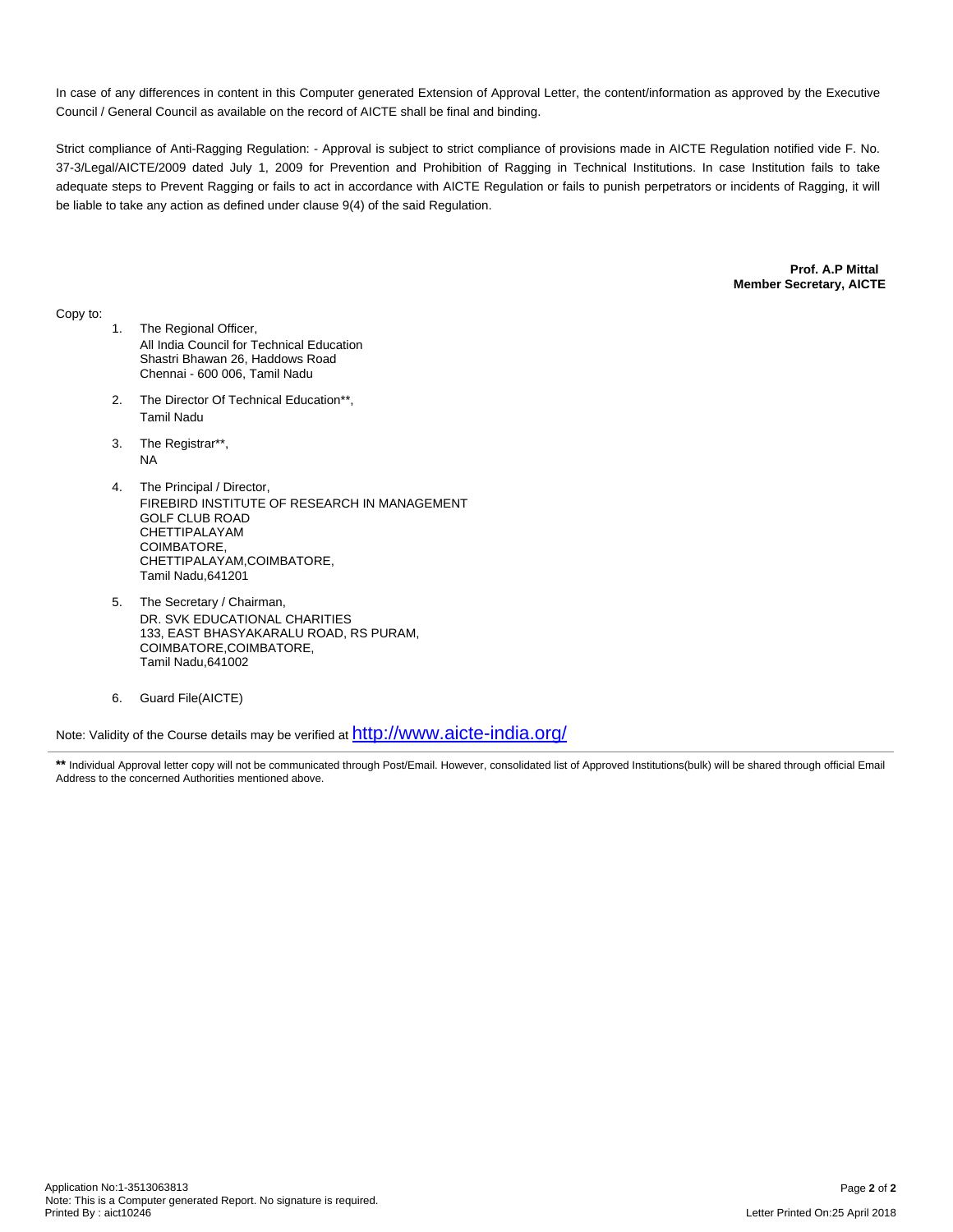In case of any differences in content in this Computer generated Extension of Approval Letter, the content/information as approved by the Executive Council / General Council as available on the record of AICTE shall be final and binding.

Strict compliance of Anti-Ragging Regulation: - Approval is subject to strict compliance of provisions made in AICTE Regulation notified vide F. No. 37-3/Legal/AICTE/2009 dated July 1, 2009 for Prevention and Prohibition of Ragging in Technical Institutions. In case Institution fails to take adequate steps to Prevent Ragging or fails to act in accordance with AICTE Regulation or fails to punish perpetrators or incidents of Ragging, it will be liable to take any action as defined under clause 9(4) of the said Regulation.

**Prof. A.P Mittal**
**Member Secretary, AICTE**

Copy to:

1. The Regional Officer,
   All India Council for Technical Education
   Shastri Bhawan 26, Haddows Road
   Chennai - 600 006, Tamil Nadu

2. The Director Of Technical Education**,
   Tamil Nadu

3. The Registrar**,
   NA

4. The Principal / Director,
   FIREBIRD INSTITUTE OF RESEARCH IN MANAGEMENT
   GOLF CLUB ROAD
   CHETTIPALAYAM
   COIMBATORE,
   CHETTIPALAYAM,COIMBATORE,
   Tamil Nadu,641201

5. The Secretary / Chairman,
   DR. SVK EDUCATIONAL CHARITIES
   133, EAST BHASYAKARALU ROAD, RS PURAM,
   COIMBATORE,COIMBATORE,
   Tamil Nadu,641002

6. Guard File(AICTE)

Note: Validity of the Course details may be verified at http://www.aicte-india.org/

---

** Individual Approval letter copy will not be communicated through Post/Email. However, consolidated list of Approved Institutions(bulk) will be shared through official Email Address to the concerned Authorities mentioned above.

Application No:1-3513063813
Note: This is a Computer generated Report. No signature is required.
Printed By : aict10246

Letter Printed On:25 April 2018